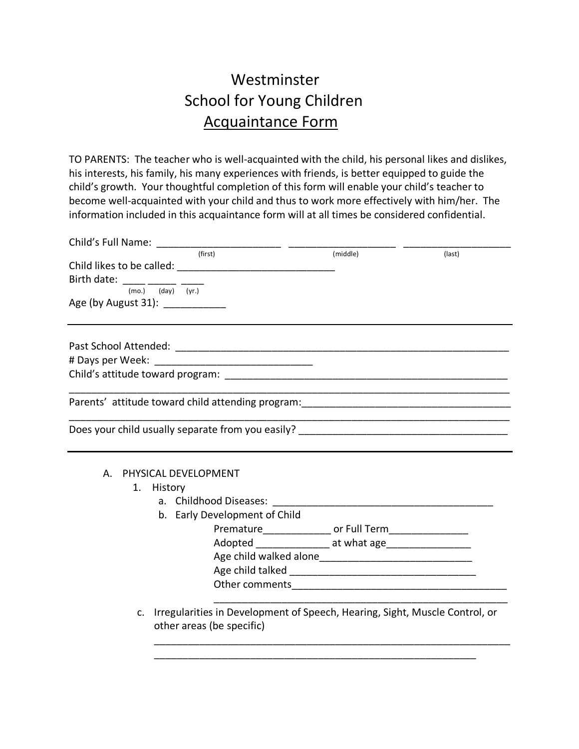# Westminster
# School for Young Children
# Acquaintance Form

TO PARENTS: The teacher who is well-acquainted with the child, his personal likes and dislikes, his interests, his family, his many experiences with friends, is better equipped to guide the child's growth. Your thoughtful completion of this form will enable your child's teacher to become well-acquainted with your child and thus to work more effectively with him/her. The information included in this acquaintance form will at all times be considered confidential.

Child's Full Name: ______________________ ___________________ ___________________
(first) (middle) (last)

Child likes to be called: ___________________________

Birth date: ____ _____ ____
(mo.) (day) (yr.)

Age (by August 31): ___________

---

Past School Attended: _____________________________________________________________

# Days per Week: ____________________________

Child's attitude toward program: _____________________________________________________
_____________________________________________________________________________

Parents' attitude toward child attending program:_____________________________________
_____________________________________________________________________________

Does your child usually separate from you easily? _____________________________________

---

A. PHYSICAL DEVELOPMENT
   1. History
      a. Childhood Diseases: ________________________________________
      b. Early Development of Child
         - Premature____________ or Full Term______________
         - Adopted _____________ at what age_______________
         - Age child walked alone___________________________
         - Age child talked _________________________________
         - Other comments______________________________________
           ______________________________________________________
      c. Irregularities in Development of Speech, Hearing, Sight, Muscle Control, or other areas (be specific)
         _______________________________________________________________
         ___________________________________________________________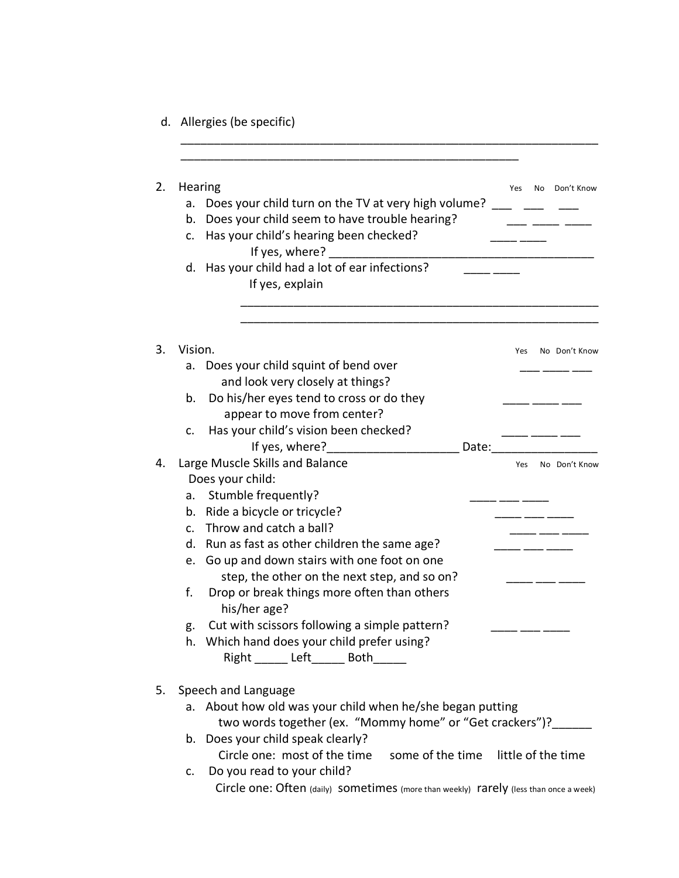d. Allergies (be specific)

________________________________________________________________
____________________________________________________

2. Hearing — Yes / No / Don't Know
   a. Does your child turn on the TV at very high volume? ___ ___ ___
   b. Does your child seem to have trouble hearing? ___ ____ ____
   c. Has your child's hearing been checked? ____ ____
      If yes, where? ________________________________________
   d. Has your child had a lot of ear infections? ____ ____
      If yes, explain
      ______________________________________________________
      ______________________________________________________

3. Vision. — Yes / No / Don't Know
   a. Does your child squint of bend over and look very closely at things? ___ ____ ___
   b. Do his/her eyes tend to cross or do they appear to move from center? ____ ____ ___
   c. Has your child's vision been checked? ____ ____ ___
      If yes, where?___________________ Date:________________

4. Large Muscle Skills and Balance — Yes / No / Don't Know
   Does your child:
   a. Stumble frequently? ____ ___ ____
   b. Ride a bicycle or tricycle? ____ ___ ____
   c. Throw and catch a ball? ____ ___ ____
   d. Run as fast as other children the same age? ____ ___ ____
   e. Go up and down stairs with one foot on one step, the other on the next step, and so on? ____ ___ ____
   f. Drop or break things more often than others his/her age?
   g. Cut with scissors following a simple pattern? ____ ___ ____
   h. Which hand does your child prefer using?
      Right _____ Left_____ Both_____

5. Speech and Language
   a. About how old was your child when he/she began putting two words together (ex. "Mommy home" or "Get crackers")?______
   b. Does your child speak clearly?
      Circle one: most of the time some of the time little of the time
   c. Do you read to your child?
      Circle one: Often (daily) sometimes (more than weekly) rarely (less than once a week)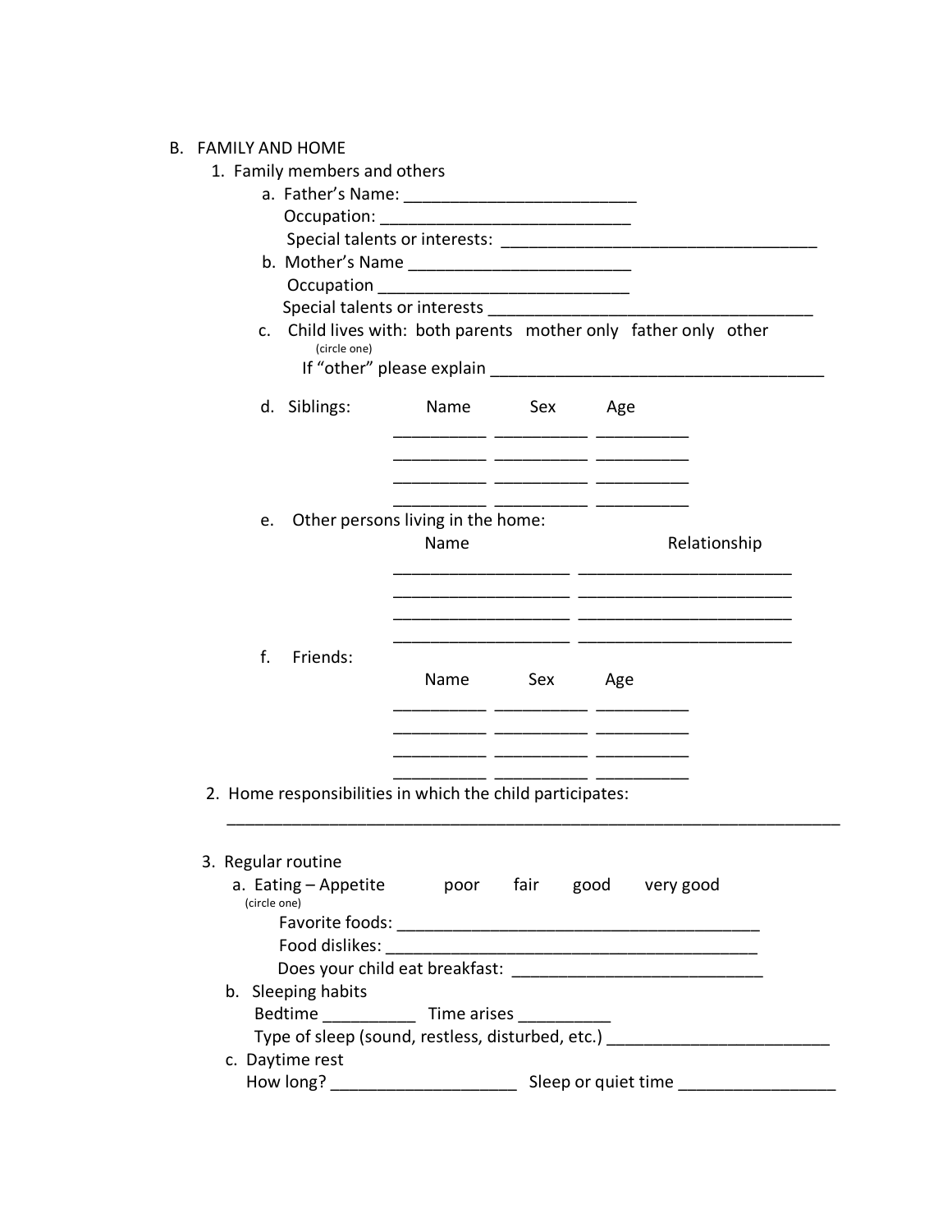## B. FAMILY AND HOME

1. Family members and others
   a. Father's Name: ________________________
      Occupation: __________________________
      Special talents or interests: _________________________________
   b. Mother's Name ________________________
      Occupation __________________________
      Special talents or interests __________________________________
   c. Child lives with: both parents   mother only   father only   other
      (circle one)
      If "other" please explain __________________________________
   d. Siblings:

| Name | Sex | Age |
|---|---|---|
| __________ | __________ | __________ |
| __________ | __________ | __________ |
| __________ | __________ | __________ |
| __________ | __________ | __________ |

   e. Other persons living in the home:

| Name | Relationship |
|---|---|
| __________________ | ______________________ |
| __________________ | ______________________ |
| __________________ | ______________________ |
| __________________ | ______________________ |

   f. Friends:

| Name | Sex | Age |
|---|---|---|
| __________ | __________ | __________ |
| __________ | __________ | __________ |
| __________ | __________ | __________ |
| __________ | __________ | __________ |

2. Home responsibilities in which the child participates:
   ________________________________________________________________

3. Regular routine
   a. Eating – Appetite   poor   fair   good   very good
      (circle one)
      Favorite foods: _____________________________________
      Food dislikes: ______________________________________
      Does your child eat breakfast: __________________________
   b. Sleeping habits
      Bedtime __________   Time arises __________
      Type of sleep (sound, restless, disturbed, etc.) _______________________
   c. Daytime rest
      How long? ___________________   Sleep or quiet time ________________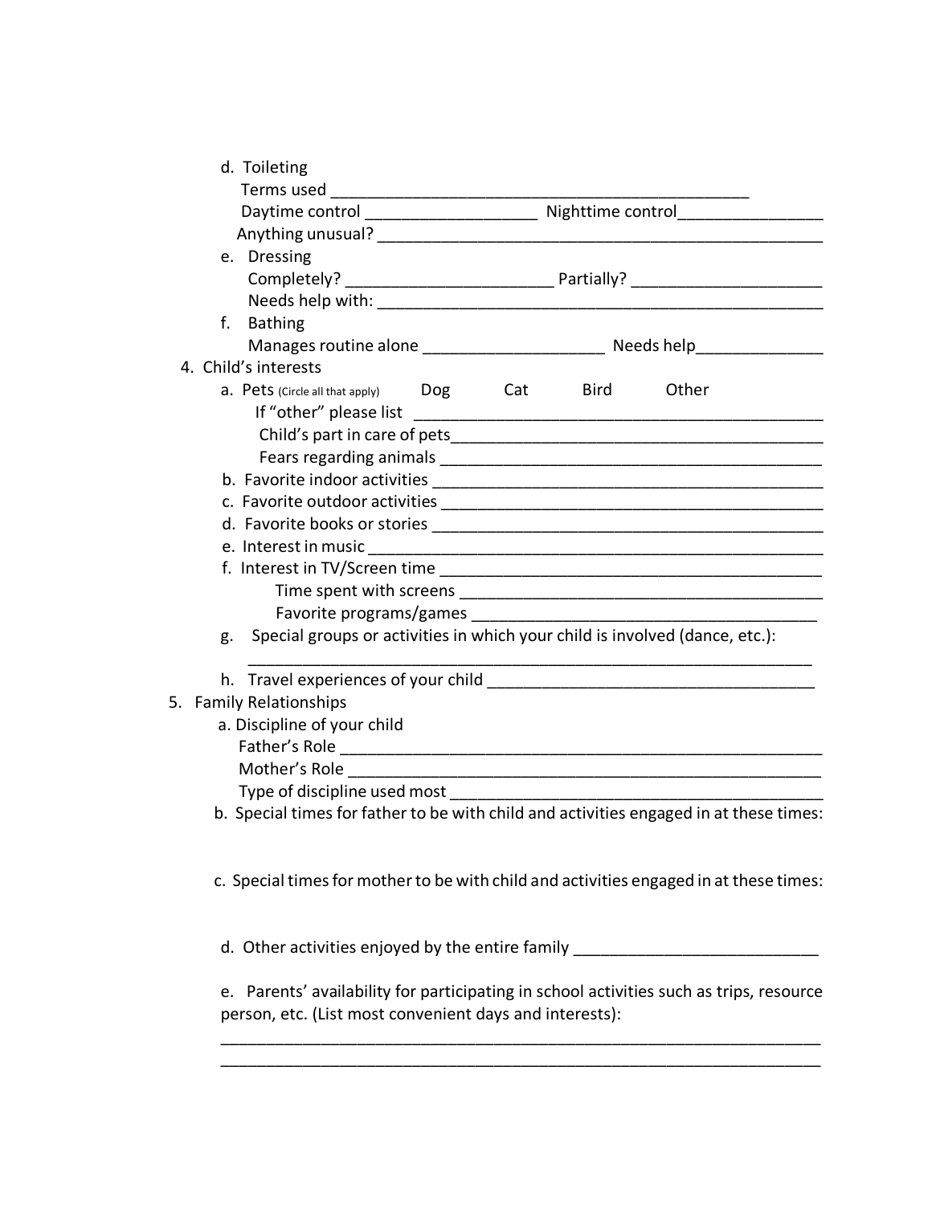d. Toileting

Terms used ________________________________________________

Daytime control ____________________ Nighttime control________________

Anything unusual? ___________________________________________________

e. Dressing

Completely? _______________________ Partially? _____________________

Needs help with: ____________________________________________________

f. Bathing

Manages routine alone ____________________ Needs help______________

4. Child's interests

a. Pets (Circle all that apply) Dog Cat Bird Other

If "other" please list ______________________________________________

Child's part in care of pets___________________________________________

Fears regarding animals _____________________________________________

b. Favorite indoor activities ________________________________________________

c. Favorite outdoor activities _______________________________________________

d. Favorite books or stories ________________________________________________

e. Interest in music ________________________________________________________

f. Interest in TV/Screen time ________________________________________________

Time spent with screens __________________________________________

Favorite programs/games _________________________________________

g. Special groups or activities in which your child is involved (dance, etc.):

_________________________________________________________________

h. Travel experiences of your child _____________________________________

5. Family Relationships

a. Discipline of your child

Father's Role ________________________________________________________

Mother's Role _______________________________________________________

Type of discipline used most __________________________________________

b. Special times for father to be with child and activities engaged in at these times:

c. Special times for mother to be with child and activities engaged in at these times:

d. Other activities enjoyed by the entire family ___________________________

e. Parents' availability for participating in school activities such as trips, resource person, etc. (List most convenient days and interests):

___________________________________________________________________

___________________________________________________________________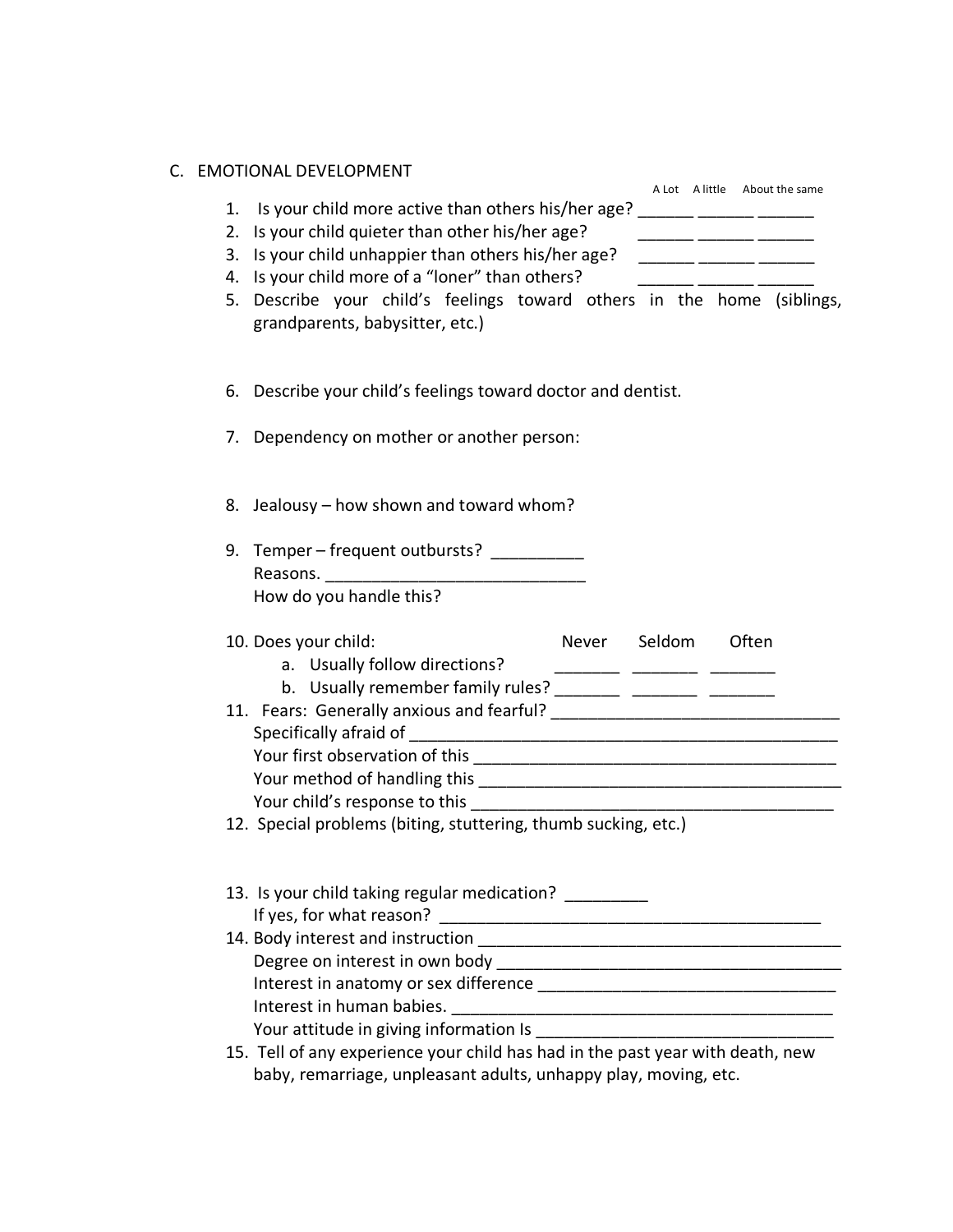## C. EMOTIONAL DEVELOPMENT

| | A Lot | A little | About the same |
|---|---|---|---|
| 1. Is your child more active than others his/her age? | ______ | ______ | ______ |
| 2. Is your child quieter than other his/her age? | ______ | ______ | ______ |
| 3. Is your child unhappier than others his/her age? | ______ | ______ | ______ |
| 4. Is your child more of a "loner" than others? | ______ | ______ | ______ |

5. Describe your child's feelings toward others in the home (siblings, grandparents, babysitter, etc.)

6. Describe your child's feelings toward doctor and dentist.

7. Dependency on mother or another person:

8. Jealousy – how shown and toward whom?

9. Temper – frequent outbursts? __________
   Reasons. ____________________________
   How do you handle this?

| 10. Does your child: | Never | Seldom | Often |
|---|---|---|---|
| a. Usually follow directions? | _______ | _______ | _______ |
| b. Usually remember family rules? | _______ | _______ | _______ |

11. Fears: Generally anxious and fearful? _______________________________
    Specifically afraid of ______________________________________________
    Your first observation of this _______________________________________
    Your method of handling this ________________________________________
    Your child's response to this ________________________________________

12. Special problems (biting, stuttering, thumb sucking, etc.)

13. Is your child taking regular medication? _________
    If yes, for what reason? __________________________________________

14. Body interest and instruction ________________________________________
    Degree on interest in own body ______________________________________
    Interest in anatomy or sex difference __________________________________
    Interest in human babies. __________________________________________
    Your attitude in giving information Is _________________________________

15. Tell of any experience your child has had in the past year with death, new baby, remarriage, unpleasant adults, unhappy play, moving, etc.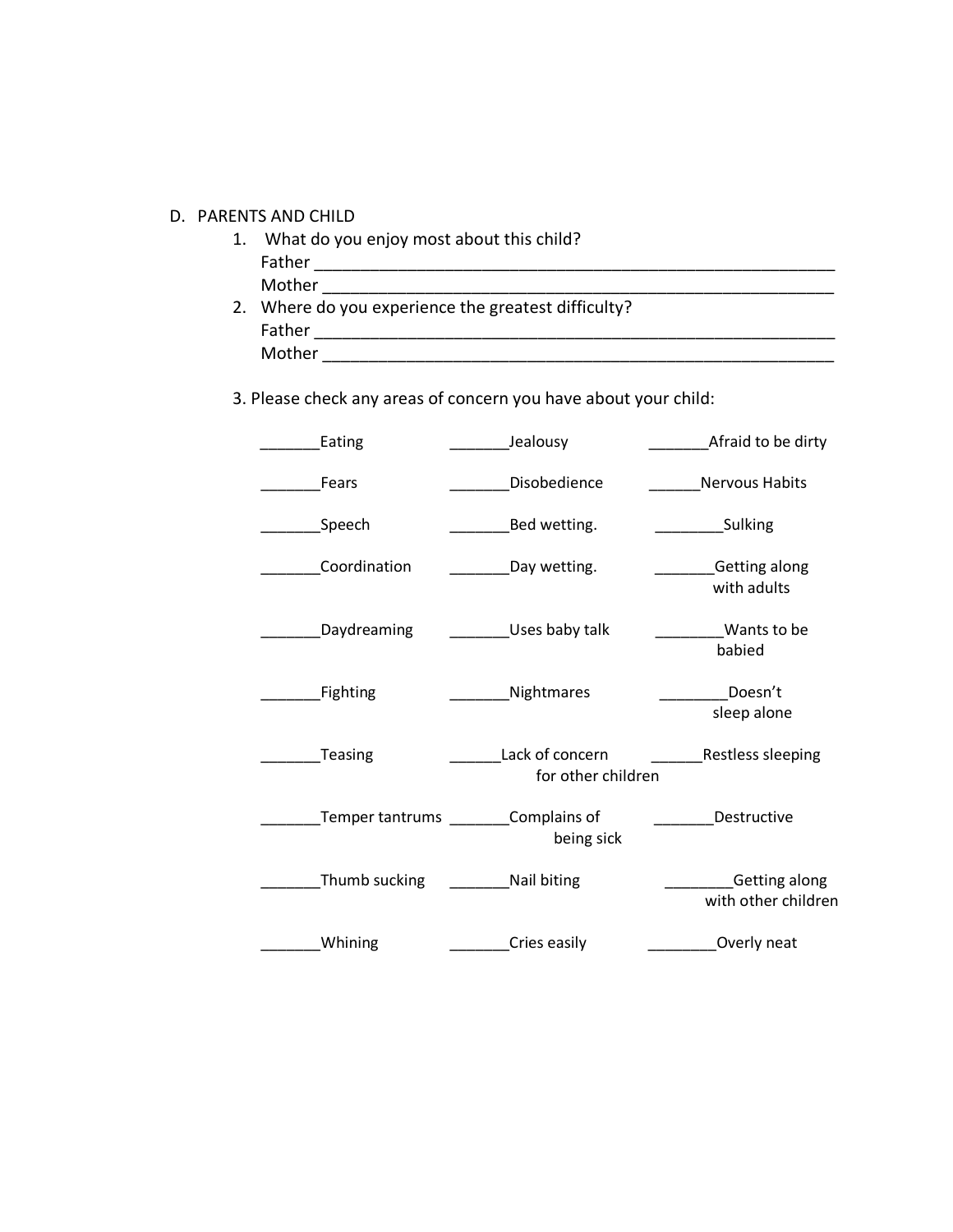D. PARENTS AND CHILD

1. What do you enjoy most about this child?
   Father ___________________________________________________________
   Mother ___________________________________________________________
2. Where do you experience the greatest difficulty?
   Father ___________________________________________________________
   Mother ___________________________________________________________

3. Please check any areas of concern you have about your child:

| | | |
|---|---|---|
| _______Eating | _______Jealousy | _______Afraid to be dirty |
| _______Fears | _______Disobedience | ______Nervous Habits |
| _______Speech | _______Bed wetting. | ________Sulking |
| _______Coordination | _______Day wetting. | _______Getting along with adults |
| _______Daydreaming | _______Uses baby talk | ________Wants to be babied |
| _______Fighting | _______Nightmares | ________Doesn't sleep alone |
| _______Teasing | ______Lack of concern for other children | ______Restless sleeping |
| _______Temper tantrums | _______Complains of being sick | _______Destructive |
| _______Thumb sucking | _______Nail biting | ________Getting along with other children |
| _______Whining | _______Cries easily | ________Overly neat |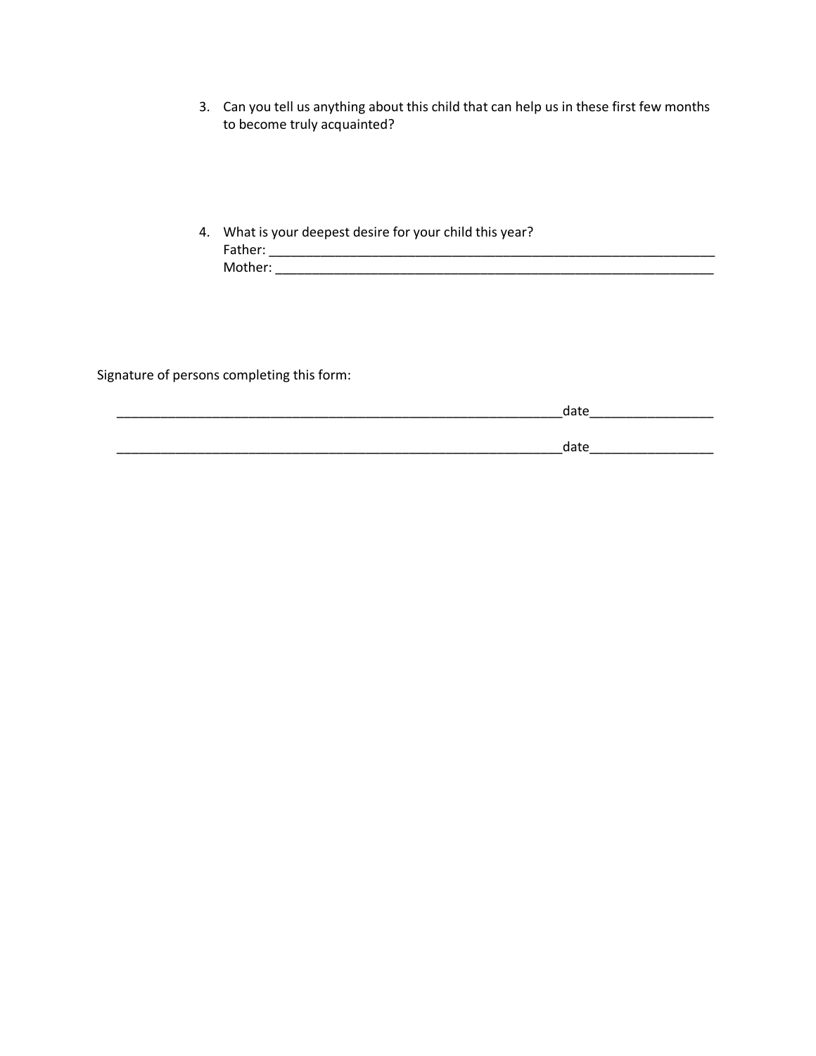3. Can you tell us anything about this child that can help us in these first few months to become truly acquainted?

4. What is your deepest desire for your child this year?
   Father: ________________________________________________________________
   Mother: ________________________________________________________________

Signature of persons completing this form:

________________________________________________________________date_________________

________________________________________________________________date_________________